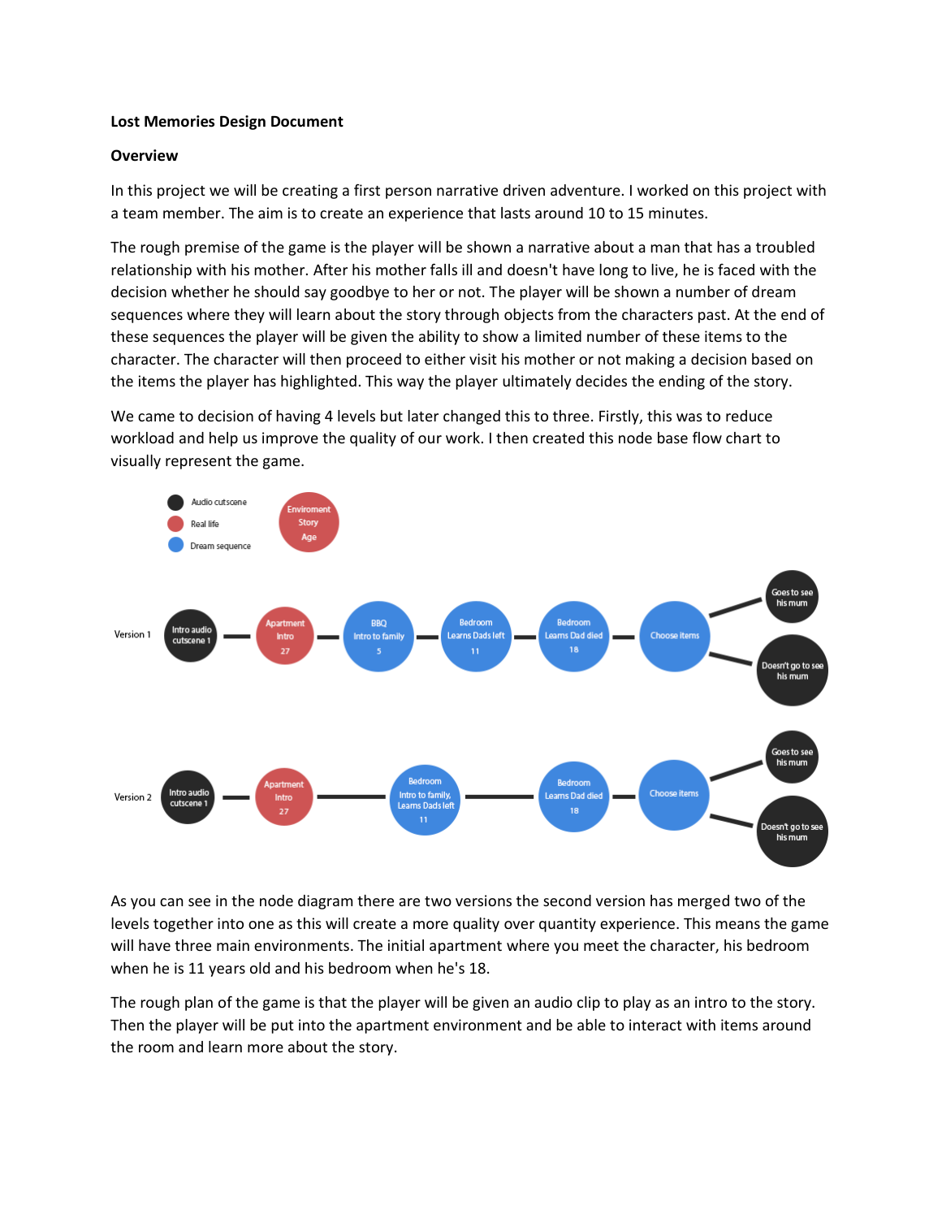**Lost Memories Design Document**

**Overview**

In this project we will be creating a first person narrative driven adventure. I worked on this project with a team member. The aim is to create an experience that lasts around 10 to 15 minutes.

The rough premise of the game is the player will be shown a narrative about a man that has a troubled relationship with his mother. After his mother falls ill and doesn't have long to live, he is faced with the decision whether he should say goodbye to her or not. The player will be shown a number of dream sequences where they will learn about the story through objects from the characters past. At the end of these sequences the player will be given the ability to show a limited number of these items to the character. The character will then proceed to either visit his mother or not making a decision based on the items the player has highlighted. This way the player ultimately decides the ending of the story.

We came to decision of having 4 levels but later changed this to three. Firstly, this was to reduce workload and help us improve the quality of our work. I then created this node base flow chart to visually represent the game.

Legend: Audio cutscene (black), Real life (red), Dream sequence (blue). Node format: Enviroment / Story / Age

Version 1: Intro audio cutscene 1 — Apartment, Intro, 27 — BBQ, Intro to family, 5 — Bedroom, Learns Dads left, 11 — Bedroom, Learns Dad died, 18 — Choose items — Goes to see his mum / Doesn't go to see his mum

Version 2: Intro audio cutscene 1 — Apartment, Intro, 27 — Bedroom, Intro to family, Learns Dads left, 11 — Bedroom, Learns Dad died, 18 — Choose items — Goes to see his mum / Doesn't go to see his mum

As you can see in the node diagram there are two versions the second version has merged two of the levels together into one as this will create a more quality over quantity experience. This means the game will have three main environments. The initial apartment where you meet the character, his bedroom when he is 11 years old and his bedroom when he's 18.

The rough plan of the game is that the player will be given an audio clip to play as an intro to the story. Then the player will be put into the apartment environment and be able to interact with items around the room and learn more about the story.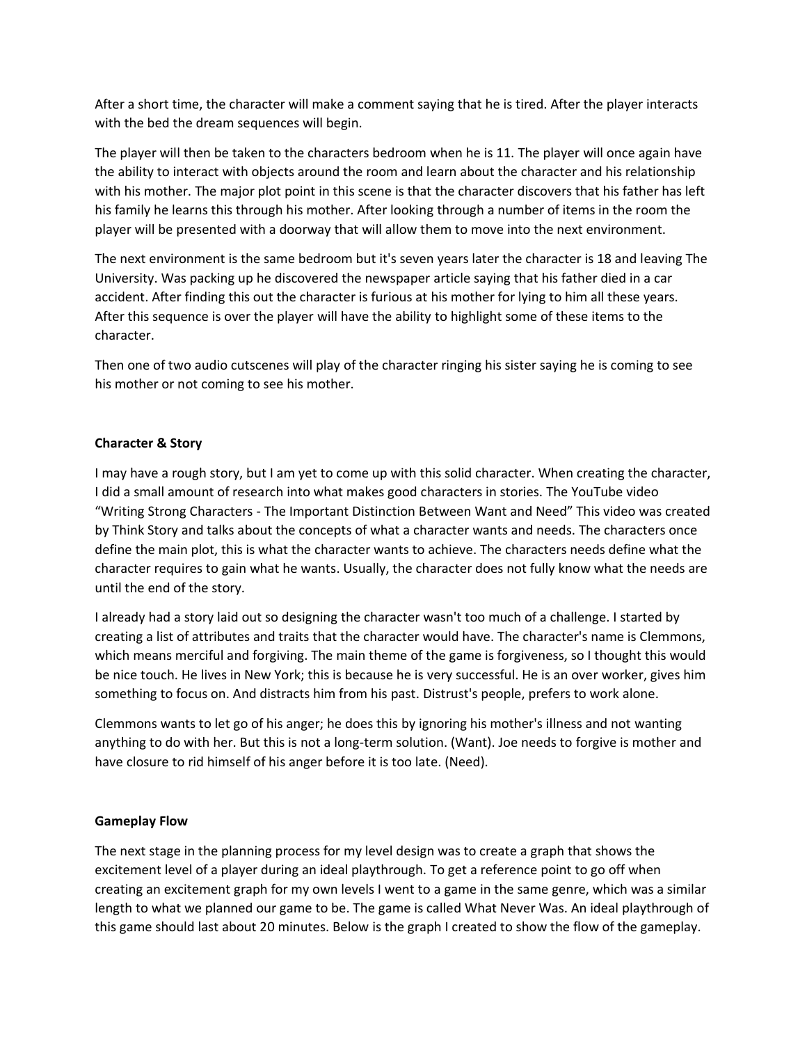After a short time, the character will make a comment saying that he is tired. After the player interacts with the bed the dream sequences will begin.

The player will then be taken to the characters bedroom when he is 11. The player will once again have the ability to interact with objects around the room and learn about the character and his relationship with his mother. The major plot point in this scene is that the character discovers that his father has left his family he learns this through his mother. After looking through a number of items in the room the player will be presented with a doorway that will allow them to move into the next environment.

The next environment is the same bedroom but it's seven years later the character is 18 and leaving The University. Was packing up he discovered the newspaper article saying that his father died in a car accident. After finding this out the character is furious at his mother for lying to him all these years. After this sequence is over the player will have the ability to highlight some of these items to the character.

Then one of two audio cutscenes will play of the character ringing his sister saying he is coming to see his mother or not coming to see his mother.

**Character & Story**

I may have a rough story, but I am yet to come up with this solid character. When creating the character, I did a small amount of research into what makes good characters in stories. The YouTube video "Writing Strong Characters - The Important Distinction Between Want and Need" This video was created by Think Story and talks about the concepts of what a character wants and needs. The characters once define the main plot, this is what the character wants to achieve. The characters needs define what the character requires to gain what he wants. Usually, the character does not fully know what the needs are until the end of the story.

I already had a story laid out so designing the character wasn't too much of a challenge. I started by creating a list of attributes and traits that the character would have. The character's name is Clemmons, which means merciful and forgiving. The main theme of the game is forgiveness, so I thought this would be nice touch. He lives in New York; this is because he is very successful. He is an over worker, gives him something to focus on. And distracts him from his past. Distrust's people, prefers to work alone.

Clemmons wants to let go of his anger; he does this by ignoring his mother's illness and not wanting anything to do with her. But this is not a long-term solution. (Want). Joe needs to forgive is mother and have closure to rid himself of his anger before it is too late. (Need).

**Gameplay Flow**

The next stage in the planning process for my level design was to create a graph that shows the excitement level of a player during an ideal playthrough. To get a reference point to go off when creating an excitement graph for my own levels I went to a game in the same genre, which was a similar length to what we planned our game to be. The game is called What Never Was. An ideal playthrough of this game should last about 20 minutes. Below is the graph I created to show the flow of the gameplay.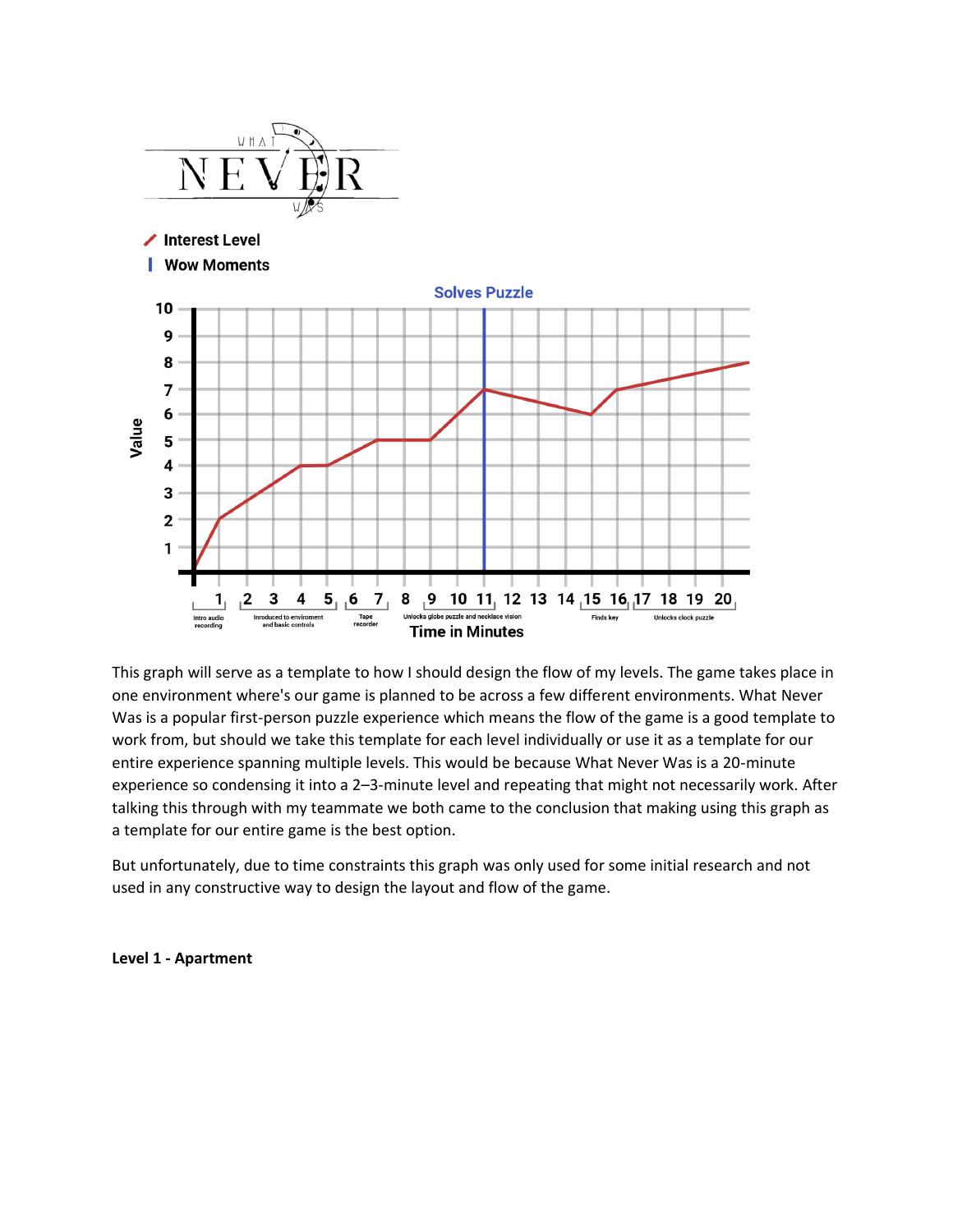This graph will serve as a template to how I should design the flow of my levels. The game takes place in one environment where's our game is planned to be across a few different environments. What Never Was is a popular first-person puzzle experience which means the flow of the game is a good template to work from, but should we take this template for each level individually or use it as a template for our entire experience spanning multiple levels. This would be because What Never Was is a 20-minute experience so condensing it into a 2–3-minute level and repeating that might not necessarily work. After talking this through with my teammate we both came to the conclusion that making using this graph as a template for our entire game is the best option.

But unfortunately, due to time constraints this graph was only used for some initial research and not used in any constructive way to design the layout and flow of the game.

**Level 1 - Apartment**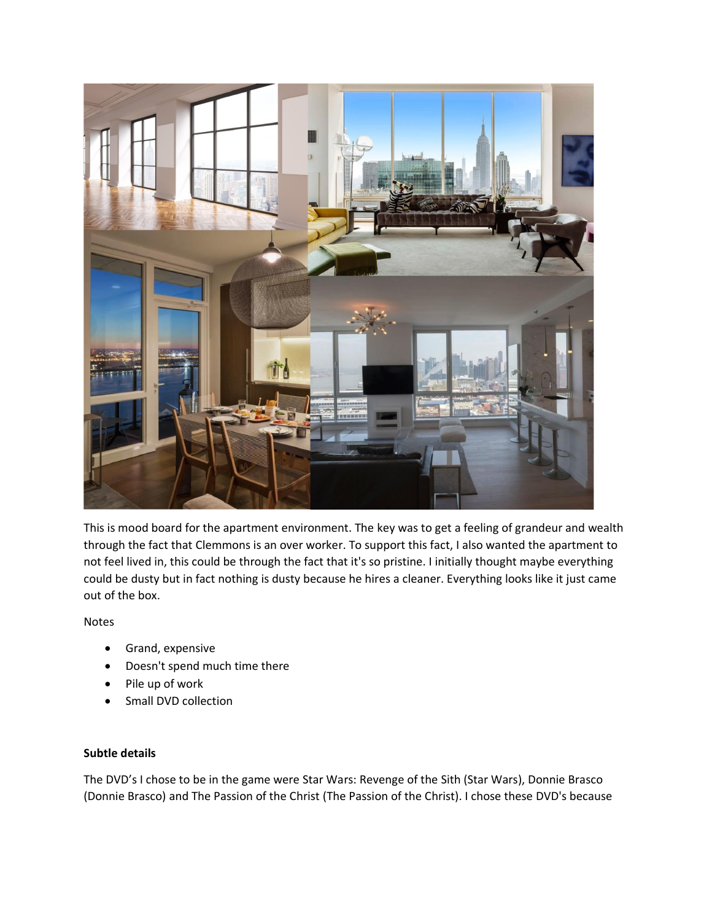This is mood board for the apartment environment. The key was to get a feeling of grandeur and wealth through the fact that Clemmons is an over worker. To support this fact, I also wanted the apartment to not feel lived in, this could be through the fact that it's so pristine. I initially thought maybe everything could be dusty but in fact nothing is dusty because he hires a cleaner. Everything looks like it just came out of the box.

Notes

- Grand, expensive
- Doesn't spend much time there
- Pile up of work
- Small DVD collection

**Subtle details**

The DVD's I chose to be in the game were Star Wars: Revenge of the Sith (Star Wars), Donnie Brasco (Donnie Brasco) and The Passion of the Christ (The Passion of the Christ). I chose these DVD's because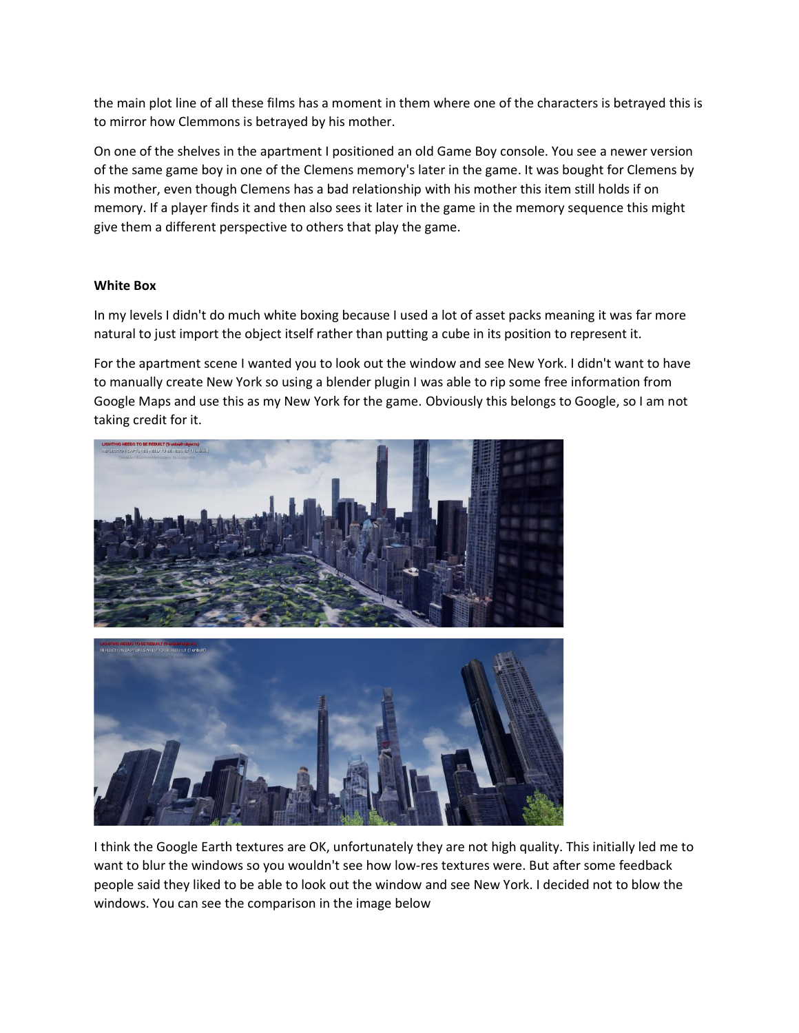the main plot line of all these films has a moment in them where one of the characters is betrayed this is to mirror how Clemmons is betrayed by his mother.

On one of the shelves in the apartment I positioned an old Game Boy console. You see a newer version of the same game boy in one of the Clemens memory's later in the game. It was bought for Clemens by his mother, even though Clemens has a bad relationship with his mother this item still holds if on memory. If a player finds it and then also sees it later in the game in the memory sequence this might give them a different perspective to others that play the game.

**White Box**

In my levels I didn't do much white boxing because I used a lot of asset packs meaning it was far more natural to just import the object itself rather than putting a cube in its position to represent it.

For the apartment scene I wanted you to look out the window and see New York. I didn't want to have to manually create New York so using a blender plugin I was able to rip some free information from Google Maps and use this as my New York for the game. Obviously this belongs to Google, so I am not taking credit for it.

I think the Google Earth textures are OK, unfortunately they are not high quality. This initially led me to want to blur the windows so you wouldn't see how low-res textures were. But after some feedback people said they liked to be able to look out the window and see New York. I decided not to blow the windows. You can see the comparison in the image below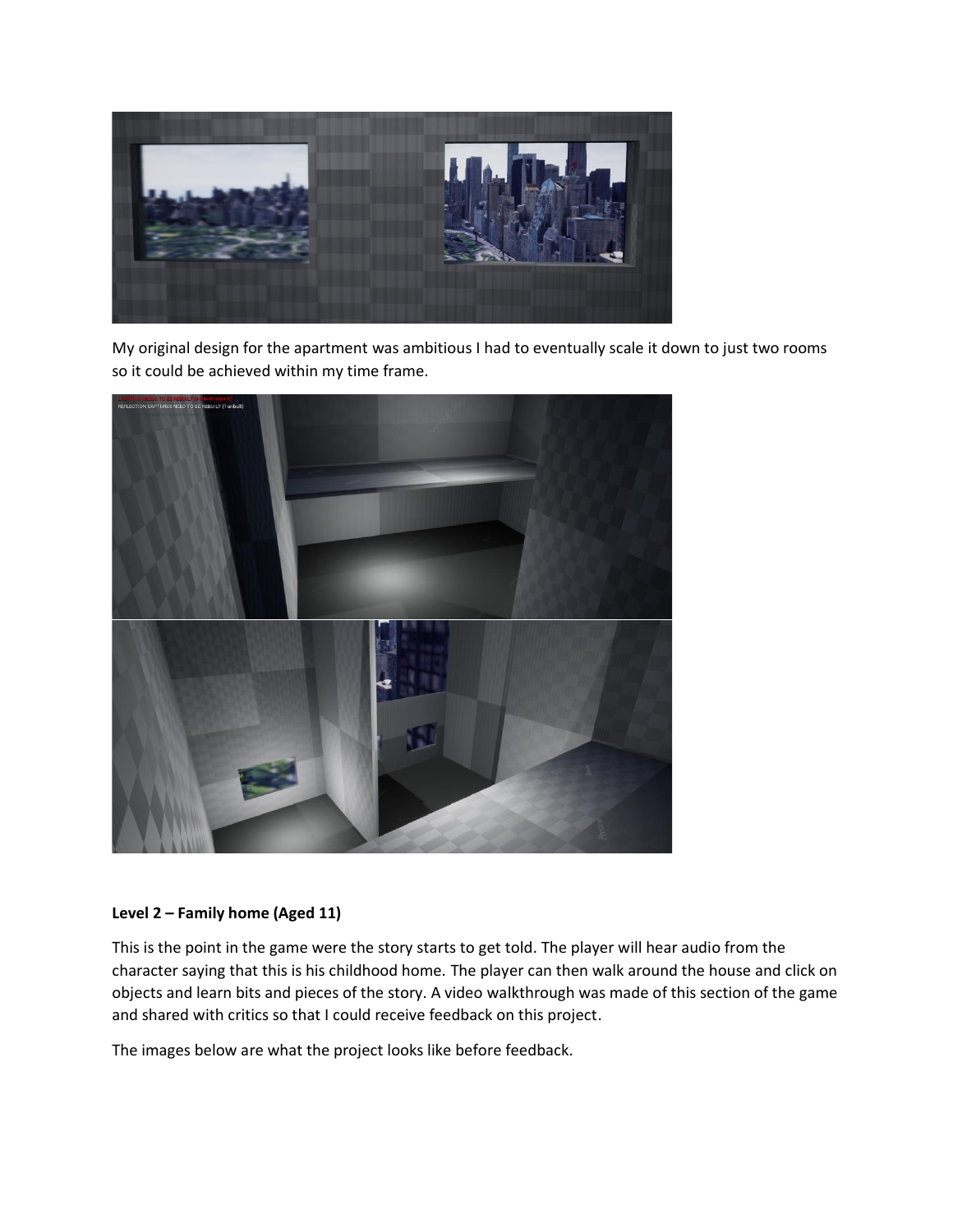My original design for the apartment was ambitious I had to eventually scale it down to just two rooms so it could be achieved within my time frame.

**Level 2 – Family home (Aged 11)**

This is the point in the game were the story starts to get told. The player will hear audio from the character saying that this is his childhood home. The player can then walk around the house and click on objects and learn bits and pieces of the story. A video walkthrough was made of this section of the game and shared with critics so that I could receive feedback on this project.

The images below are what the project looks like before feedback.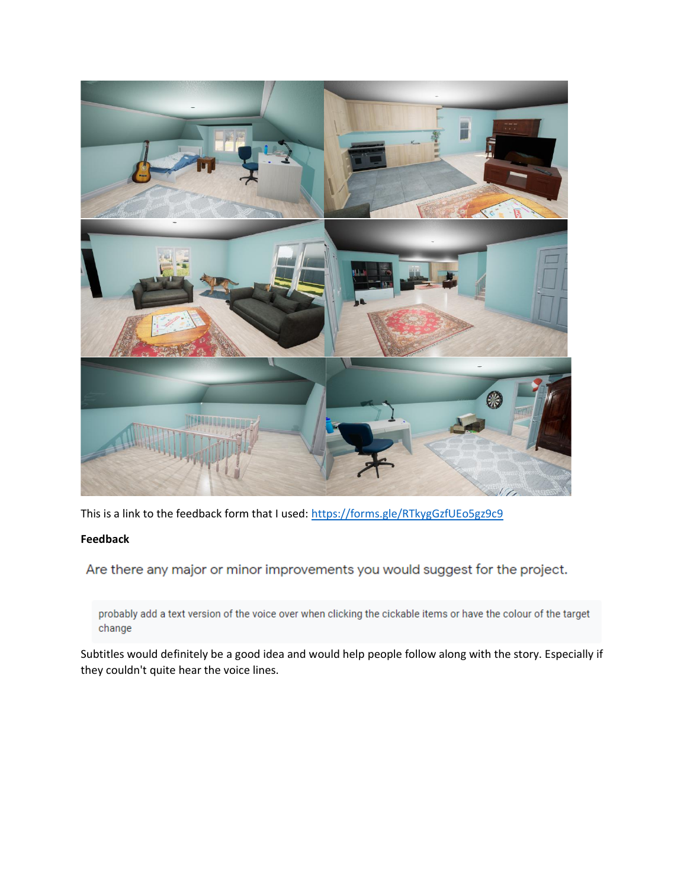This is a link to the feedback form that I used: https://forms.gle/RTkygGzfUEo5gz9c9

**Feedback**

Are there any major or minor improvements you would suggest for the project.

probably add a text version of the voice over when clicking the cickable items or have the colour of the target change

Subtitles would definitely be a good idea and would help people follow along with the story. Especially if they couldn't quite hear the voice lines.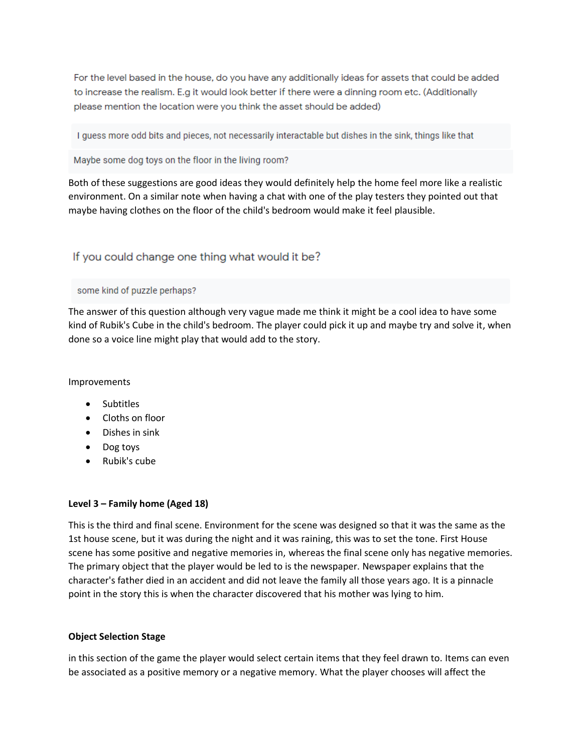For the level based in the house, do you have any additionally ideas for assets that could be added to increase the realism. E.g it would look better if there were a dinning room etc. (Additionally please mention the location were you think the asset should be added)

I guess more odd bits and pieces, not necessarily interactable but dishes in the sink, things like that

Maybe some dog toys on the floor in the living room?

Both of these suggestions are good ideas they would definitely help the home feel more like a realistic environment. On a similar note when having a chat with one of the play testers they pointed out that maybe having clothes on the floor of the child's bedroom would make it feel plausible.

If you could change one thing what would it be?

some kind of puzzle perhaps?

The answer of this question although very vague made me think it might be a cool idea to have some kind of Rubik's Cube in the child's bedroom. The player could pick it up and maybe try and solve it, when done so a voice line might play that would add to the story.

Improvements

- Subtitles
- Cloths on floor
- Dishes in sink
- Dog toys
- Rubik's cube

**Level 3 – Family home (Aged 18)**

This is the third and final scene. Environment for the scene was designed so that it was the same as the 1st house scene, but it was during the night and it was raining, this was to set the tone. First House scene has some positive and negative memories in, whereas the final scene only has negative memories. The primary object that the player would be led to is the newspaper. Newspaper explains that the character's father died in an accident and did not leave the family all those years ago. It is a pinnacle point in the story this is when the character discovered that his mother was lying to him.

**Object Selection Stage**

in this section of the game the player would select certain items that they feel drawn to. Items can even be associated as a positive memory or a negative memory. What the player chooses will affect the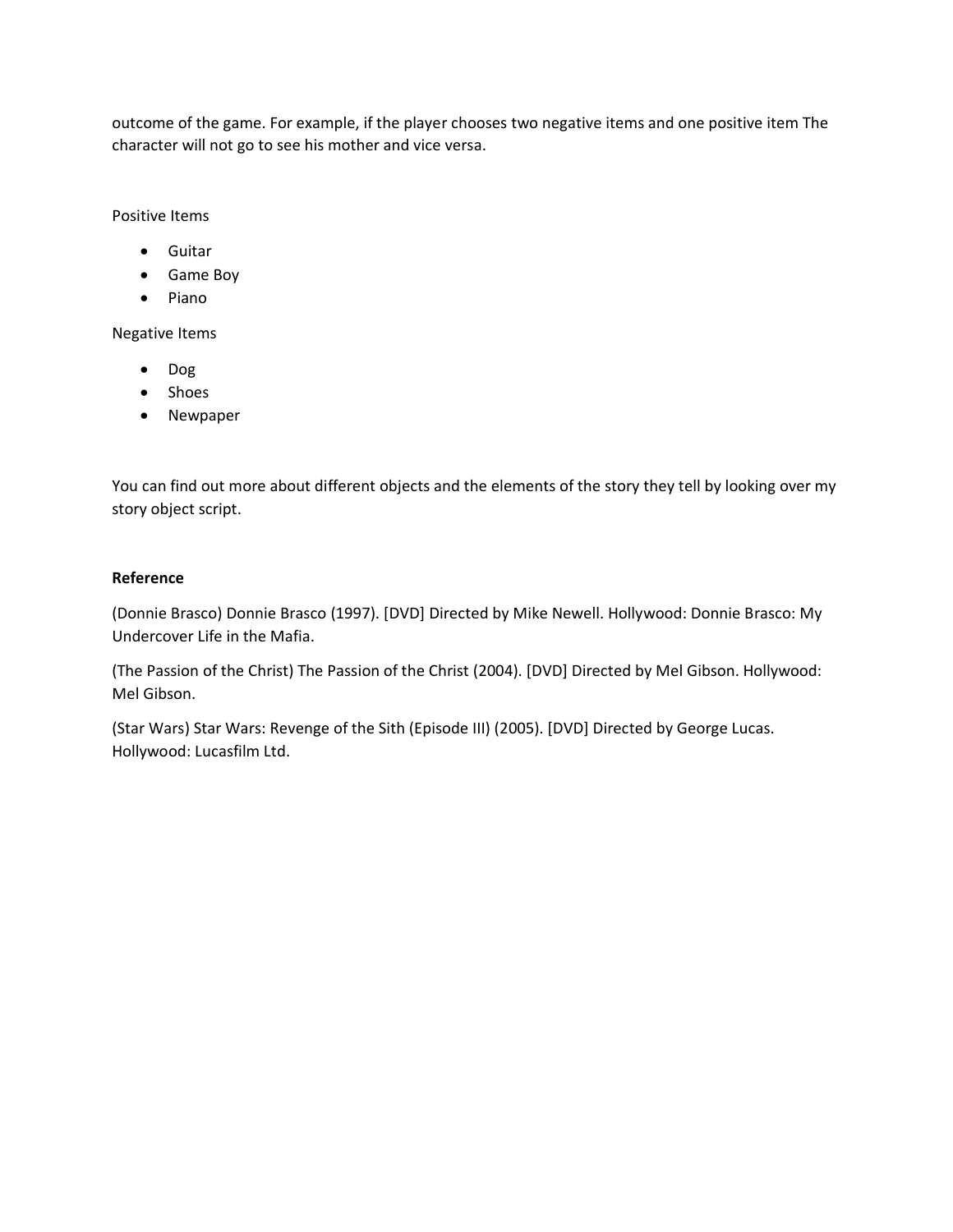outcome of the game. For example, if the player chooses two negative items and one positive item The character will not go to see his mother and vice versa.

Positive Items

- Guitar
- Game Boy
- Piano

Negative Items

- Dog
- Shoes
- Newpaper

You can find out more about different objects and the elements of the story they tell by looking over my story object script.

**Reference**

(Donnie Brasco) Donnie Brasco (1997). [DVD] Directed by Mike Newell. Hollywood: Donnie Brasco: My Undercover Life in the Mafia.

(The Passion of the Christ) The Passion of the Christ (2004). [DVD] Directed by Mel Gibson. Hollywood: Mel Gibson.

(Star Wars) Star Wars: Revenge of the Sith (Episode III) (2005). [DVD] Directed by George Lucas. Hollywood: Lucasfilm Ltd.